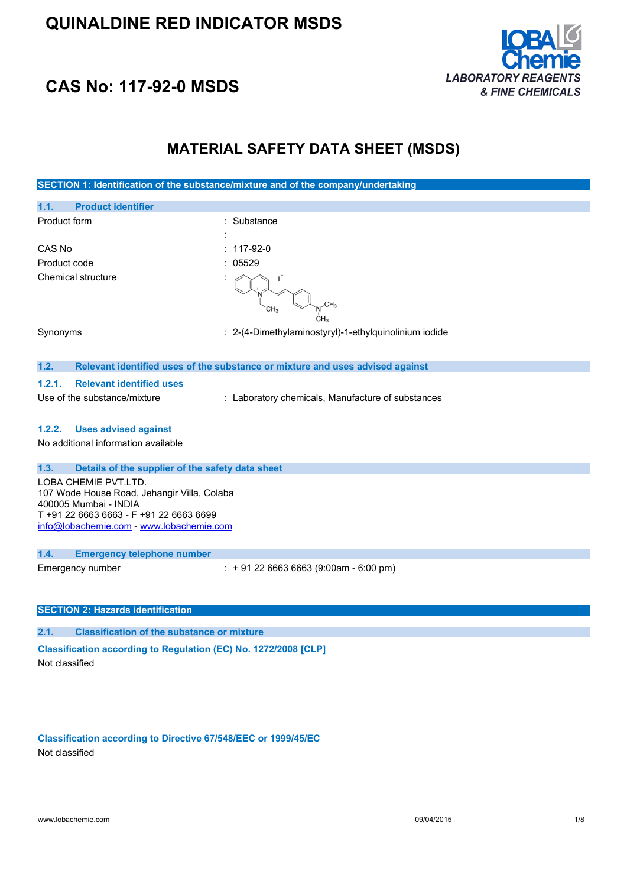# QUINALDINE RED INDICATOR MSDS

## CAS No: 117-92-0 MSDS

LOBA Chemie
LABORATORY REAGENTS & FINE CHEMICALS

# MATERIAL SAFETY DATA SHEET (MSDS)

## SECTION 1: Identification of the substance/mixture and of the company/undertaking

### 1.1. Product identifier

| | |
|---|---|
| Product form | : Substance |
| | : |
| CAS No | : 117-92-0 |
| Product code | : 05529 |
| Chemical structure | : |
| Synonyms | : 2-(4-Dimethylaminostyryl)-1-ethylquinolinium iodide |

### 1.2. Relevant identified uses of the substance or mixture and uses advised against

#### 1.2.1. Relevant identified uses

| | |
|---|---|
| Use of the substance/mixture | : Laboratory chemicals, Manufacture of substances |

#### 1.2.2. Uses advised against

No additional information available

### 1.3. Details of the supplier of the safety data sheet

LOBA CHEMIE PVT.LTD.
107 Wode House Road, Jehangir Villa, Colaba
400005 Mumbai - INDIA
T +91 22 6663 6663 - F +91 22 6663 6699
info@lobachemie.com - www.lobachemie.com

### 1.4. Emergency telephone number

| | |
|---|---|
| Emergency number | : + 91 22 6663 6663 (9:00am - 6:00 pm) |

## SECTION 2: Hazards identification

### 2.1. Classification of the substance or mixture

**Classification according to Regulation (EC) No. 1272/2008 [CLP]**

Not classified

**Classification according to Directive 67/548/EEC or 1999/45/EC**

Not classified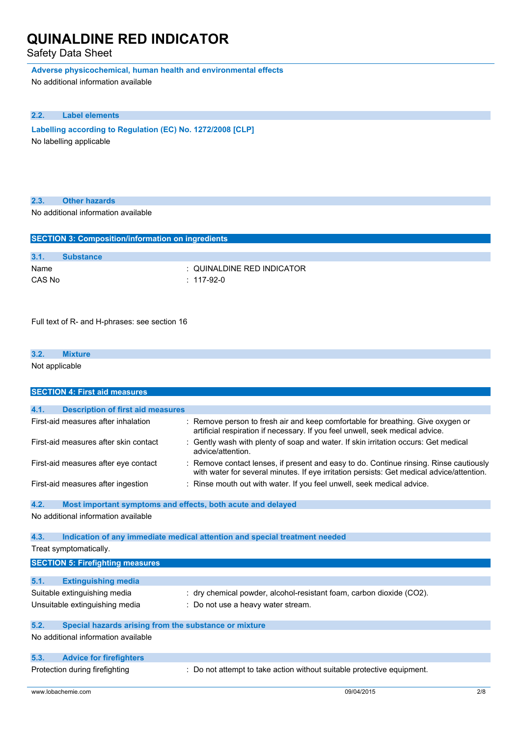**Adverse physicochemical, human health and environmental effects**

No additional information available

### 2.2. Label elements

**Labelling according to Regulation (EC) No. 1272/2008 [CLP]**

No labelling applicable

### 2.3. Other hazards

No additional information available

## SECTION 3: Composition/information on ingredients

### 3.1. Substance

| | |
|---|---|
| Name | : QUINALDINE RED INDICATOR |
| CAS No | : 117-92-0 |

Full text of R- and H-phrases: see section 16

### 3.2. Mixture

Not applicable

## SECTION 4: First aid measures

### 4.1. Description of first aid measures

| | |
|---|---|
| First-aid measures after inhalation | : Remove person to fresh air and keep comfortable for breathing. Give oxygen or artificial respiration if necessary. If you feel unwell, seek medical advice. |
| First-aid measures after skin contact | : Gently wash with plenty of soap and water. If skin irritation occurs: Get medical advice/attention. |
| First-aid measures after eye contact | : Remove contact lenses, if present and easy to do. Continue rinsing. Rinse cautiously with water for several minutes. If eye irritation persists: Get medical advice/attention. |
| First-aid measures after ingestion | : Rinse mouth out with water. If you feel unwell, seek medical advice. |

### 4.2. Most important symptoms and effects, both acute and delayed

No additional information available

### 4.3. Indication of any immediate medical attention and special treatment needed

Treat symptomatically.

## SECTION 5: Firefighting measures

### 5.1. Extinguishing media

| | |
|---|---|
| Suitable extinguishing media | : dry chemical powder, alcohol-resistant foam, carbon dioxide ($CO_2$). |
| Unsuitable extinguishing media | : Do not use a heavy water stream. |

### 5.2. Special hazards arising from the substance or mixture

No additional information available

### 5.3. Advice for firefighters

| | |
|---|---|
| Protection during firefighting | : Do not attempt to take action without suitable protective equipment. |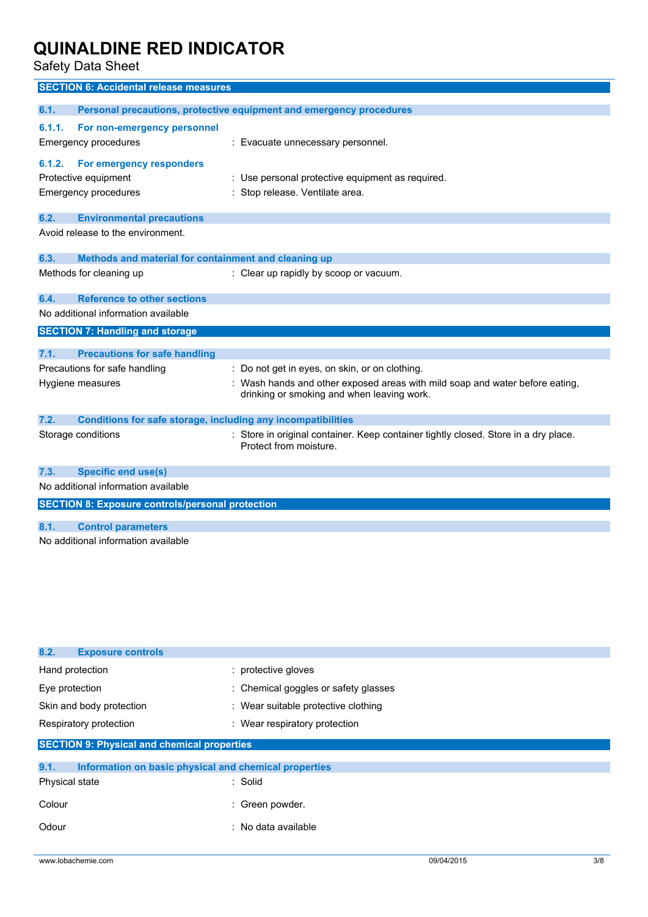## SECTION 6: Accidental release measures

### 6.1. Personal precautions, protective equipment and emergency procedures

#### 6.1.1. For non-emergency personnel

Emergency procedures : Evacuate unnecessary personnel.

#### 6.1.2. For emergency responders

Protective equipment : Use personal protective equipment as required.

Emergency procedures : Stop release. Ventilate area.

### 6.2. Environmental precautions

Avoid release to the environment.

### 6.3. Methods and material for containment and cleaning up

Methods for cleaning up : Clear up rapidly by scoop or vacuum.

### 6.4. Reference to other sections

No additional information available

## SECTION 7: Handling and storage

### 7.1. Precautions for safe handling

Precautions for safe handling : Do not get in eyes, on skin, or on clothing.

Hygiene measures : Wash hands and other exposed areas with mild soap and water before eating, drinking or smoking and when leaving work.

### 7.2. Conditions for safe storage, including any incompatibilities

Storage conditions : Store in original container. Keep container tightly closed. Store in a dry place. Protect from moisture.

### 7.3. Specific end use(s)

No additional information available

## SECTION 8: Exposure controls/personal protection

### 8.1. Control parameters

No additional information available

### 8.2. Exposure controls

Hand protection : protective gloves

Eye protection : Chemical goggles or safety glasses

Skin and body protection : Wear suitable protective clothing

Respiratory protection : Wear respiratory protection

## SECTION 9: Physical and chemical properties

### 9.1. Information on basic physical and chemical properties

Physical state : Solid

Colour : Green powder.

Odour : No data available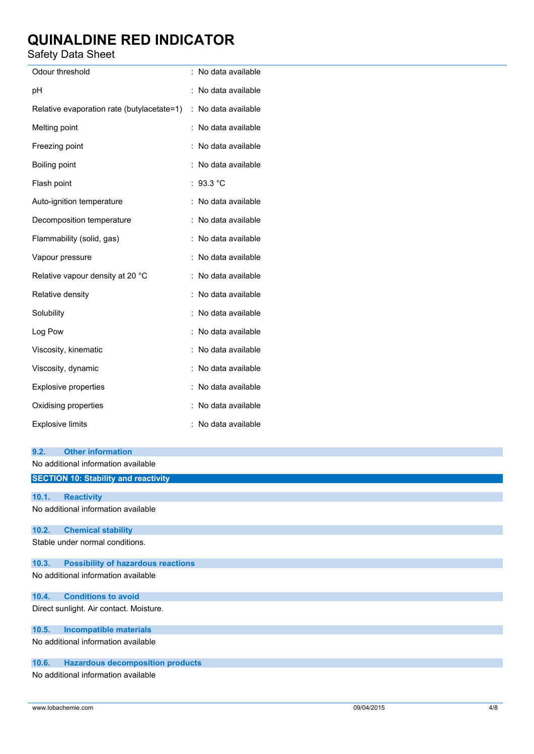| | |
|---|---|
| Odour threshold | : No data available |
| pH | : No data available |
| Relative evaporation rate (butylacetate=1) | : No data available |
| Melting point | : No data available |
| Freezing point | : No data available |
| Boiling point | : No data available |
| Flash point | : 93.3 °C |
| Auto-ignition temperature | : No data available |
| Decomposition temperature | : No data available |
| Flammability (solid, gas) | : No data available |
| Vapour pressure | : No data available |
| Relative vapour density at 20 °C | : No data available |
| Relative density | : No data available |
| Solubility | : No data available |
| Log Pow | : No data available |
| Viscosity, kinematic | : No data available |
| Viscosity, dynamic | : No data available |
| Explosive properties | : No data available |
| Oxidising properties | : No data available |
| Explosive limits | : No data available |

### 9.2. Other information

No additional information available

## SECTION 10: Stability and reactivity

### 10.1. Reactivity

No additional information available

### 10.2. Chemical stability

Stable under normal conditions.

### 10.3. Possibility of hazardous reactions

No additional information available

### 10.4. Conditions to avoid

Direct sunlight. Air contact. Moisture.

### 10.5. Incompatible materials

No additional information available

### 10.6. Hazardous decomposition products

No additional information available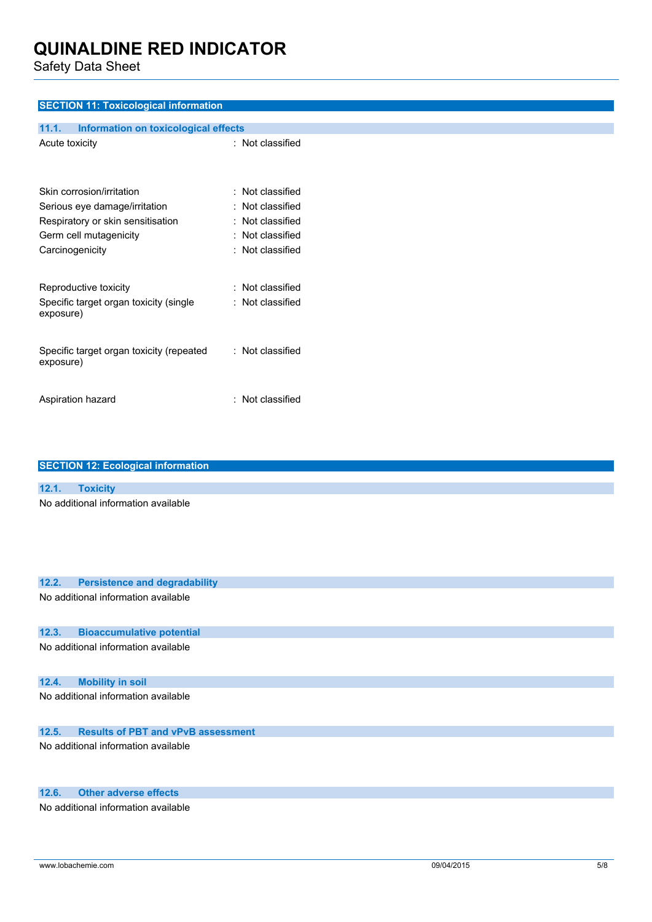## SECTION 11: Toxicological information

### 11.1. Information on toxicological effects

| | |
|---|---|
| Acute toxicity | : Not classified |
| Skin corrosion/irritation | : Not classified |
| Serious eye damage/irritation | : Not classified |
| Respiratory or skin sensitisation | : Not classified |
| Germ cell mutagenicity | : Not classified |
| Carcinogenicity | : Not classified |
| Reproductive toxicity | : Not classified |
| Specific target organ toxicity (single exposure) | : Not classified |
| Specific target organ toxicity (repeated exposure) | : Not classified |
| Aspiration hazard | : Not classified |

## SECTION 12: Ecological information

### 12.1. Toxicity

No additional information available

### 12.2. Persistence and degradability

No additional information available

### 12.3. Bioaccumulative potential

No additional information available

### 12.4. Mobility in soil

No additional information available

### 12.5. Results of PBT and vPvB assessment

No additional information available

### 12.6. Other adverse effects

No additional information available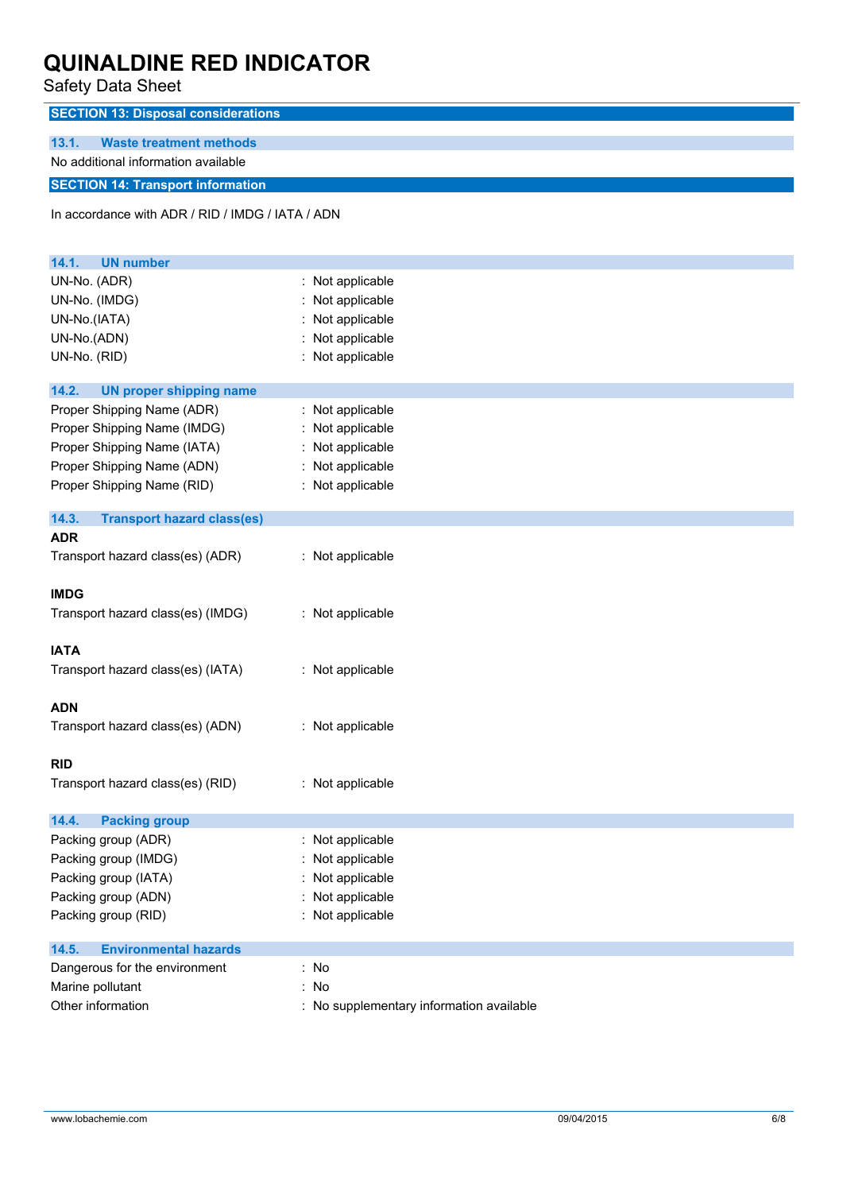## SECTION 13: Disposal considerations

### 13.1. Waste treatment methods

No additional information available

## SECTION 14: Transport information

In accordance with ADR / RID / IMDG / IATA / ADN

### 14.1. UN number

| | |
|---|---|
| UN-No. (ADR) | : Not applicable |
| UN-No. (IMDG) | : Not applicable |
| UN-No.(IATA) | : Not applicable |
| UN-No.(ADN) | : Not applicable |
| UN-No. (RID) | : Not applicable |

### 14.2. UN proper shipping name

| | |
|---|---|
| Proper Shipping Name (ADR) | : Not applicable |
| Proper Shipping Name (IMDG) | : Not applicable |
| Proper Shipping Name (IATA) | : Not applicable |
| Proper Shipping Name (ADN) | : Not applicable |
| Proper Shipping Name (RID) | : Not applicable |

### 14.3. Transport hazard class(es)

**ADR**

Transport hazard class(es) (ADR) : Not applicable

**IMDG**

Transport hazard class(es) (IMDG) : Not applicable

**IATA**

Transport hazard class(es) (IATA) : Not applicable

**ADN**

Transport hazard class(es) (ADN) : Not applicable

**RID**

Transport hazard class(es) (RID) : Not applicable

### 14.4. Packing group

| | |
|---|---|
| Packing group (ADR) | : Not applicable |
| Packing group (IMDG) | : Not applicable |
| Packing group (IATA) | : Not applicable |
| Packing group (ADN) | : Not applicable |
| Packing group (RID) | : Not applicable |

### 14.5. Environmental hazards

| | |
|---|---|
| Dangerous for the environment | : No |
| Marine pollutant | : No |
| Other information | : No supplementary information available |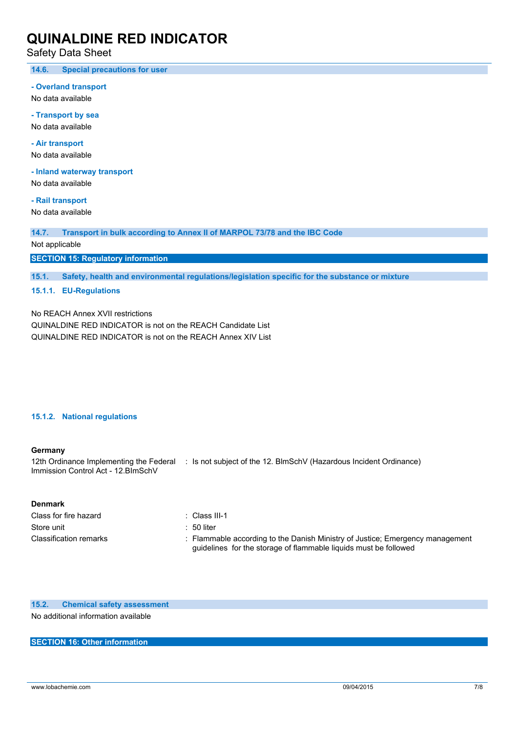### 14.6. Special precautions for user

**- Overland transport**

No data available

**- Transport by sea**

No data available

**- Air transport**

No data available

**- Inland waterway transport**

No data available

**- Rail transport**

No data available

### 14.7. Transport in bulk according to Annex II of MARPOL 73/78 and the IBC Code

Not applicable

## SECTION 15: Regulatory information

### 15.1. Safety, health and environmental regulations/legislation specific for the substance or mixture

#### 15.1.1. EU-Regulations

No REACH Annex XVII restrictions

QUINALDINE RED INDICATOR is not on the REACH Candidate List

QUINALDINE RED INDICATOR is not on the REACH Annex XIV List

#### 15.1.2. National regulations

**Germany**

| | |
|---|---|
| 12th Ordinance Implementing the Federal Immission Control Act - 12.BImSchV | : Is not subject of the 12. BlmSchV (Hazardous Incident Ordinance) |

**Denmark**

| | |
|---|---|
| Class for fire hazard | : Class III-1 |
| Store unit | : 50 liter |
| Classification remarks | : Flammable according to the Danish Ministry of Justice; Emergency management guidelines for the storage of flammable liquids must be followed |

### 15.2. Chemical safety assessment

No additional information available

## SECTION 16: Other information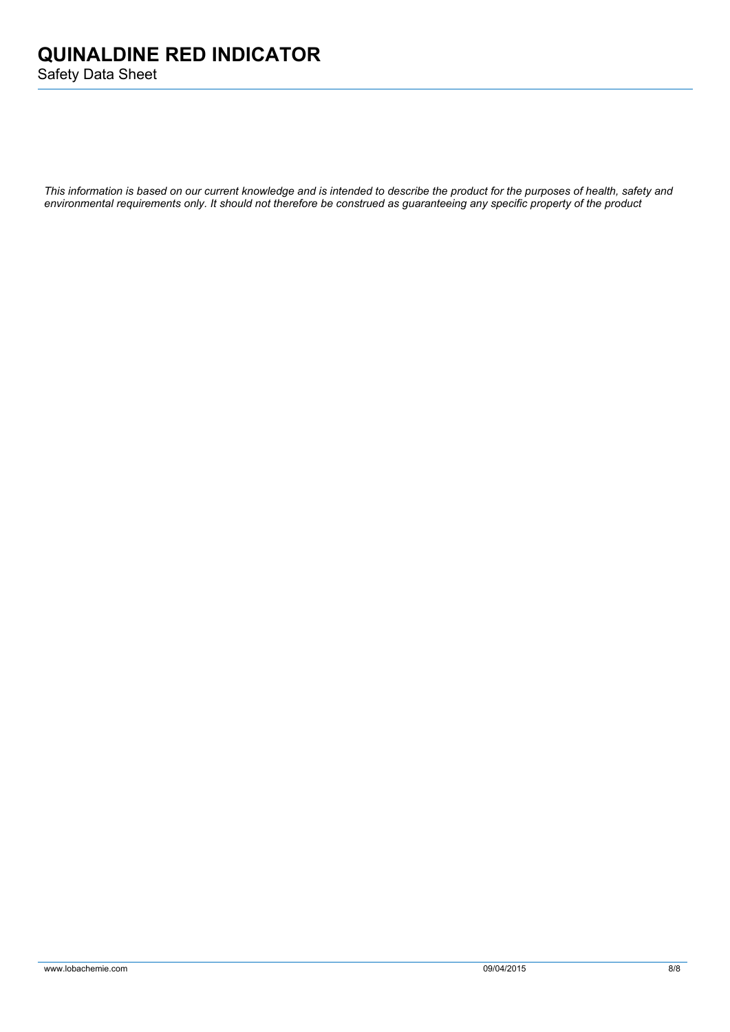*This information is based on our current knowledge and is intended to describe the product for the purposes of health, safety and environmental requirements only. It should not therefore be construed as guaranteeing any specific property of the product*